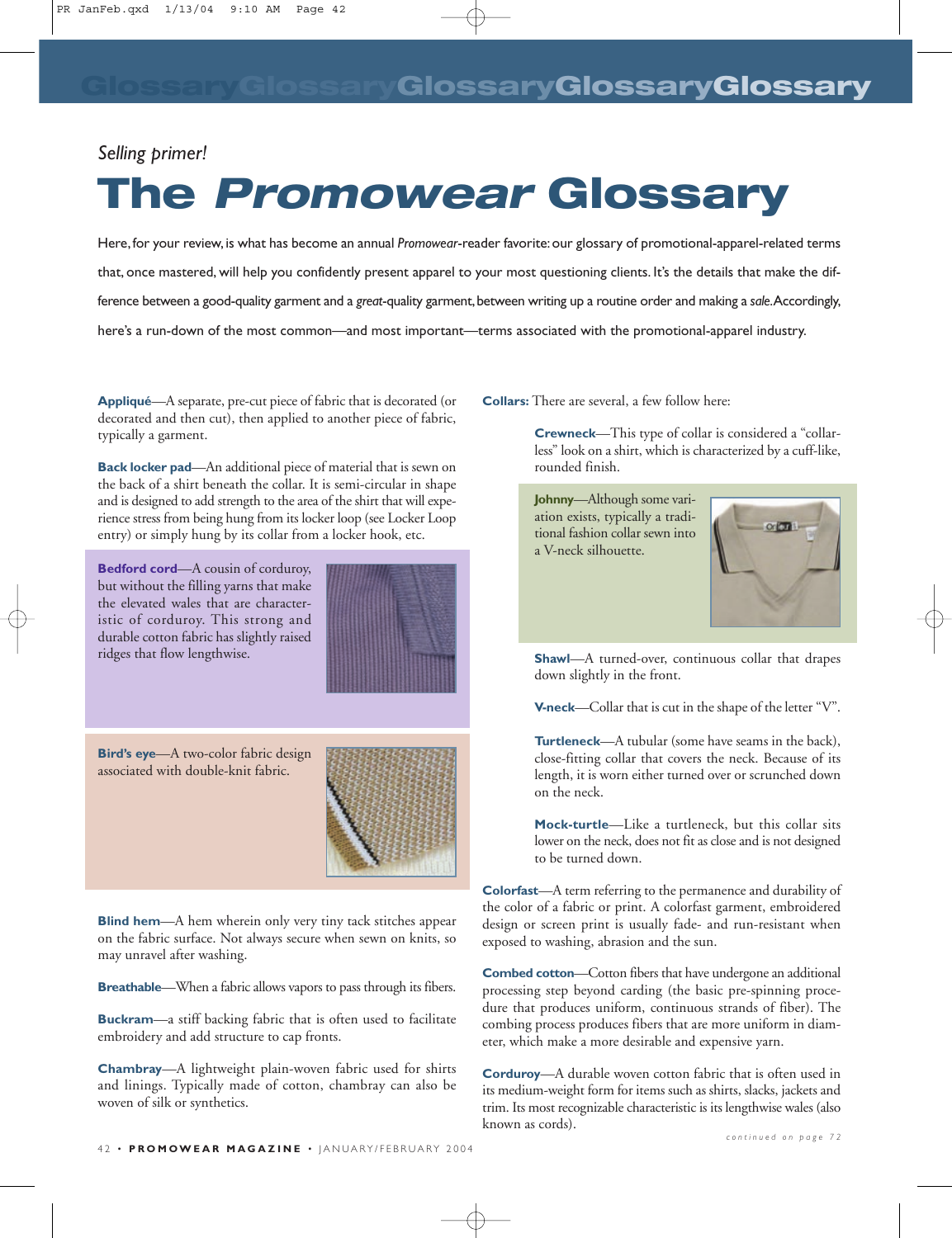*Selling primer!*

# The *Promowear* Glossary

Here, for your review, is what has become an annual *Promowear*-reader favorite: our glossary of promotional-apparel-related terms that, once mastered, will help you confidently present apparel to your most questioning clients. It's the details that make the difference between a good-quality garment and a *great*-quality garment, between writing up a routine order and making a *sale*. Accordingly, here's a run-down of the most common—and most important—terms associated with the promotional-apparel industry.

**Appliqué**—A separate, pre-cut piece of fabric that is decorated (or decorated and then cut), then applied to another piece of fabric, typically a garment.

**Back locker pad**—An additional piece of material that is sewn on the back of a shirt beneath the collar. It is semi-circular in shape and is designed to add strength to the area of the shirt that will experience stress from being hung from its locker loop (see Locker Loop entry) or simply hung by its collar from a locker hook, etc.

**Bedford cord**—A cousin of corduroy, but without the filling yarns that make the elevated wales that are characteristic of corduroy. This strong and durable cotton fabric has slightly raised ridges that flow lengthwise.

**Bird's eye**—A two-color fabric design associated with double-knit fabric.

**Blind hem**—A hem wherein only very tiny tack stitches appear on the fabric surface. Not always secure when sewn on knits, so may unravel after washing.

**Breathable**—When a fabric allows vapors to pass through its fibers.

**Buckram**—a stiff backing fabric that is often used to facilitate embroidery and add structure to cap fronts.

**Chambray**—A lightweight plain-woven fabric used for shirts and linings. Typically made of cotton, chambray can also be woven of silk or synthetics.

**Collars:** There are several, a few follow here:

- **Crewneck**—This type of collar is considered a "collarless" look on a shirt, which is characterized by a cuff-like, rounded finish.
- **Johnny**—Although some variation exists, typically a traditional fashion collar sewn into a V-neck silhouette.
- **Shawl**—A turned-over, continuous collar that drapes down slightly in the front.
- **V-neck**—Collar that is cut in the shape of the letter "V".
- **Turtleneck**—A tubular (some have seams in the back), close-fitting collar that covers the neck. Because of its length, it is worn either turned over or scrunched down on the neck.
- **Mock-turtle**—Like a turtleneck, but this collar sits lower on the neck, does not fit as close and is not designed to be turned down.

**Colorfast**—A term referring to the permanence and durability of the color of a fabric or print. A colorfast garment, embroidered design or screen print is usually fade- and run-resistant when exposed to washing, abrasion and the sun.

**Combed cotton**—Cotton fibers that have undergone an additional processing step beyond carding (the basic pre-spinning procedure that produces uniform, continuous strands of fiber). The combing process produces fibers that are more uniform in diameter, which make a more desirable and expensive yarn.

**Corduroy**—A durable woven cotton fabric that is often used in its medium-weight form for items such as shirts, slacks, jackets and trim. Its most recognizable characteristic is its lengthwise wales (also known as cords).

*continued on page 72*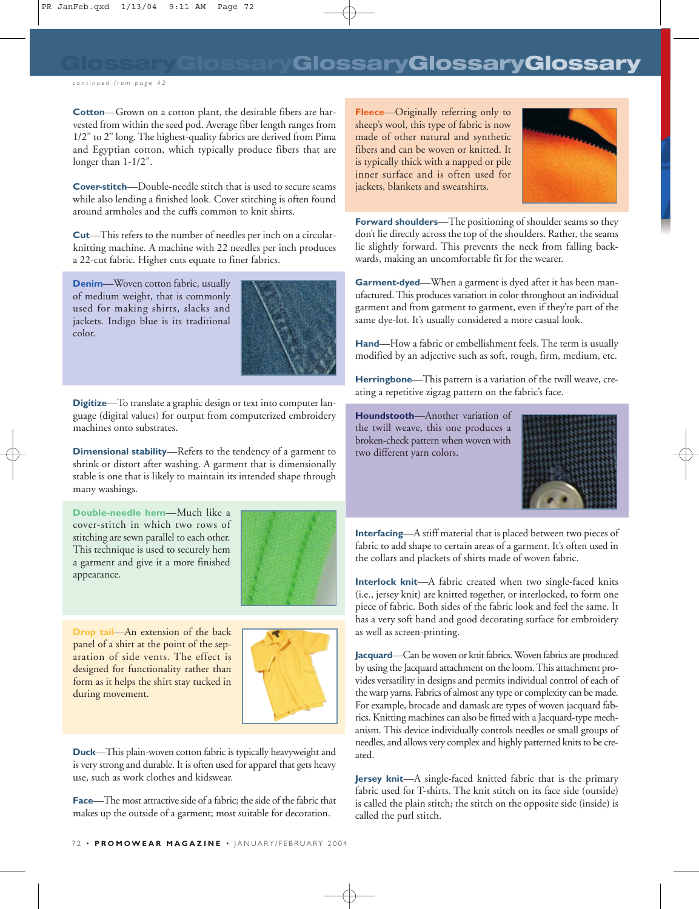# Glossary

*continued from page 42*

**Cotton**—Grown on a cotton plant, the desirable fibers are harvested from within the seed pod. Average fiber length ranges from 1/2" to 2" long. The highest-quality fabrics are derived from Pima and Egyptian cotton, which typically produce fibers that are longer than 1-1/2".

**Cover-stitch**—Double-needle stitch that is used to secure seams while also lending a finished look. Cover stitching is often found around armholes and the cuffs common to knit shirts.

**Cut**—This refers to the number of needles per inch on a circular-knitting machine. A machine with 22 needles per inch produces a 22-cut fabric. Higher cuts equate to finer fabrics.

**Denim**—Woven cotton fabric, usually of medium weight, that is commonly used for making shirts, slacks and jackets. Indigo blue is its traditional color.

**Digitize**—To translate a graphic design or text into computer language (digital values) for output from computerized embroidery machines onto substrates.

**Dimensional stability**—Refers to the tendency of a garment to shrink or distort after washing. A garment that is dimensionally stable is one that is likely to maintain its intended shape through many washings.

**Double-needle hem**—Much like a cover-stitch in which two rows of stitching are sewn parallel to each other. This technique is used to securely hem a garment and give it a more finished appearance.

**Drop tail**—An extension of the back panel of a shirt at the point of the separation of side vents. The effect is designed for functionality rather than form as it helps the shirt stay tucked in during movement.

**Duck**—This plain-woven cotton fabric is typically heavyweight and is very strong and durable. It is often used for apparel that gets heavy use, such as work clothes and kidswear.

**Face**—The most attractive side of a fabric; the side of the fabric that makes up the outside of a garment; most suitable for decoration.

**Fleece**—Originally referring only to sheep's wool, this type of fabric is now made of other natural and synthetic fibers and can be woven or knitted. It is typically thick with a napped or pile inner surface and is often used for jackets, blankets and sweatshirts.

**Forward shoulders**—The positioning of shoulder seams so they don't lie directly across the top of the shoulders. Rather, the seams lie slightly forward. This prevents the neck from falling backwards, making an uncomfortable fit for the wearer.

**Garment-dyed**—When a garment is dyed after it has been manufactured. This produces variation in color throughout an individual garment and from garment to garment, even if they're part of the same dye-lot. It's usually considered a more casual look.

**Hand**—How a fabric or embellishment feels. The term is usually modified by an adjective such as soft, rough, firm, medium, etc.

**Herringbone**—This pattern is a variation of the twill weave, creating a repetitive zigzag pattern on the fabric's face.

**Houndstooth**—Another variation of the twill weave, this one produces a broken-check pattern when woven with two different yarn colors.

**Interfacing**—A stiff material that is placed between two pieces of fabric to add shape to certain areas of a garment. It's often used in the collars and plackets of shirts made of woven fabric.

**Interlock knit**—A fabric created when two single-faced knits (i.e., jersey knit) are knitted together, or interlocked, to form one piece of fabric. Both sides of the fabric look and feel the same. It has a very soft hand and good decorating surface for embroidery as well as screen-printing.

**Jacquard**—Can be woven or knit fabrics. Woven fabrics are produced by using the Jacquard attachment on the loom. This attachment provides versatility in designs and permits individual control of each of the warp yarns. Fabrics of almost any type or complexity can be made. For example, brocade and damask are types of woven jacquard fabrics. Knitting machines can also be fitted with a Jacquard-type mechanism. This device individually controls needles or small groups of needles, and allows very complex and highly patterned knits to be created.

**Jersey knit**—A single-faced knitted fabric that is the primary fabric used for T-shirts. The knit stitch on its face side (outside) is called the plain stitch; the stitch on the opposite side (inside) is called the purl stitch.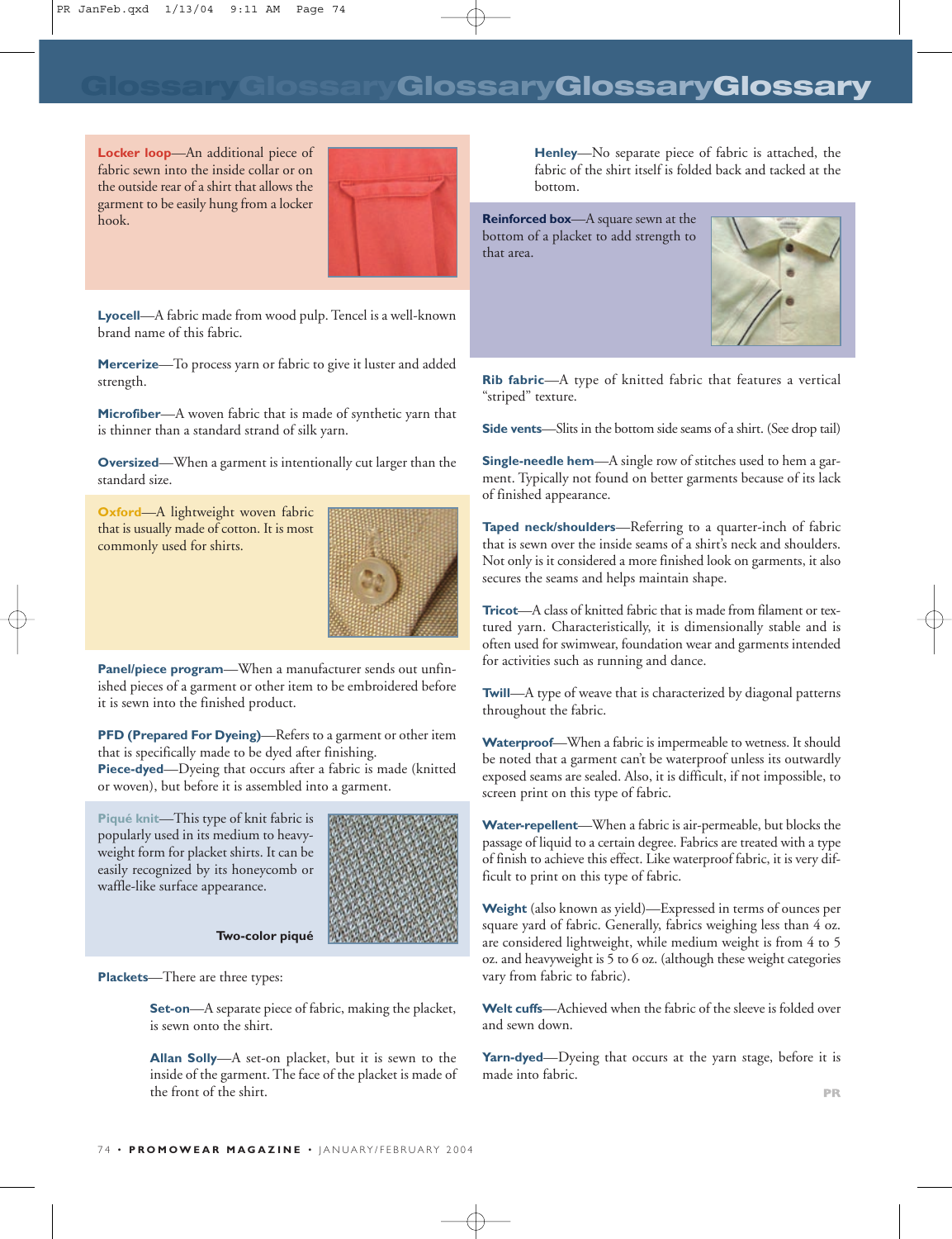# Glossary

**Locker loop**—An additional piece of fabric sewn into the inside collar or on the outside rear of a shirt that allows the garment to be easily hung from a locker hook.

**Lyocell**—A fabric made from wood pulp. Tencel is a well-known brand name of this fabric.

**Mercerize**—To process yarn or fabric to give it luster and added strength.

**Microfiber**—A woven fabric that is made of synthetic yarn that is thinner than a standard strand of silk yarn.

**Oversized**—When a garment is intentionally cut larger than the standard size.

**Oxford**—A lightweight woven fabric that is usually made of cotton. It is most commonly used for shirts.

**Panel/piece program**—When a manufacturer sends out unfinished pieces of a garment or other item to be embroidered before it is sewn into the finished product.

**PFD (Prepared For Dyeing)**—Refers to a garment or other item that is specifically made to be dyed after finishing.

**Piece-dyed**—Dyeing that occurs after a fabric is made (knitted or woven), but before it is assembled into a garment.

**Piqué knit**—This type of knit fabric is popularly used in its medium to heavyweight form for placket shirts. It can be easily recognized by its honeycomb or waffle-like surface appearance.

**Two-color piqué**

**Plackets**—There are three types:

> **Set-on**—A separate piece of fabric, making the placket, is sewn onto the shirt.
>
> **Allan Solly**—A set-on placket, but it is sewn to the inside of the garment. The face of the placket is made of the front of the shirt.
>
> **Henley**—No separate piece of fabric is attached, the fabric of the shirt itself is folded back and tacked at the bottom.

**Reinforced box**—A square sewn at the bottom of a placket to add strength to that area.

**Rib fabric**—A type of knitted fabric that features a vertical "striped" texture.

**Side vents**—Slits in the bottom side seams of a shirt. (See drop tail)

**Single-needle hem**—A single row of stitches used to hem a garment. Typically not found on better garments because of its lack of finished appearance.

**Taped neck/shoulders**—Referring to a quarter-inch of fabric that is sewn over the inside seams of a shirt's neck and shoulders. Not only is it considered a more finished look on garments, it also secures the seams and helps maintain shape.

**Tricot**—A class of knitted fabric that is made from filament or textured yarn. Characteristically, it is dimensionally stable and is often used for swimwear, foundation wear and garments intended for activities such as running and dance.

**Twill**—A type of weave that is characterized by diagonal patterns throughout the fabric.

**Waterproof**—When a fabric is impermeable to wetness. It should be noted that a garment can't be waterproof unless its outwardly exposed seams are sealed. Also, it is difficult, if not impossible, to screen print on this type of fabric.

**Water-repellent**—When a fabric is air-permeable, but blocks the passage of liquid to a certain degree. Fabrics are treated with a type of finish to achieve this effect. Like waterproof fabric, it is very difficult to print on this type of fabric.

**Weight** (also known as yield)—Expressed in terms of ounces per square yard of fabric. Generally, fabrics weighing less than 4 oz. are considered lightweight, while medium weight is from 4 to 5 oz. and heavyweight is 5 to 6 oz. (although these weight categories vary from fabric to fabric).

**Welt cuffs**—Achieved when the fabric of the sleeve is folded over and sewn down.

**Yarn-dyed**—Dyeing that occurs at the yarn stage, before it is made into fabric.

PR